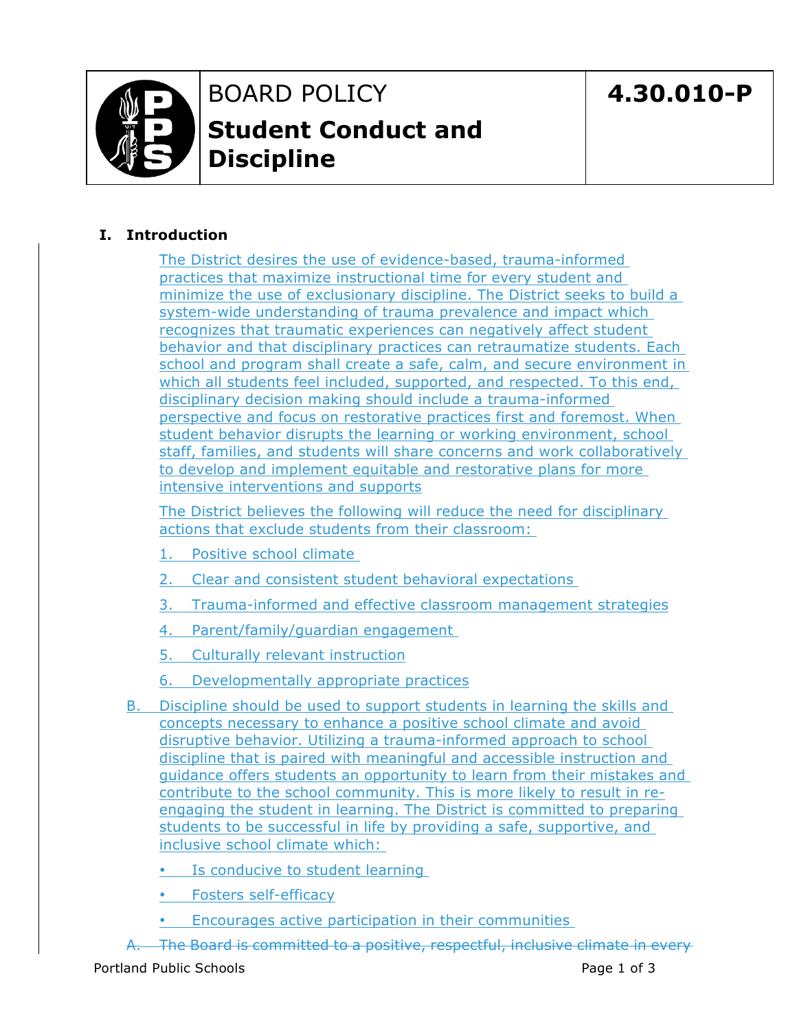# BOARD POLICY

# Student Conduct and Discipline

**4.30.010-P**

## I. Introduction

The District desires the use of evidence-based, trauma-informed practices that maximize instructional time for every student and minimize the use of exclusionary discipline. The District seeks to build a system-wide understanding of trauma prevalence and impact which recognizes that traumatic experiences can negatively affect student behavior and that disciplinary practices can retraumatize students. Each school and program shall create a safe, calm, and secure environment in which all students feel included, supported, and respected. To this end, disciplinary decision making should include a trauma-informed perspective and focus on restorative practices first and foremost. When student behavior disrupts the learning or working environment, school staff, families, and students will share concerns and work collaboratively to develop and implement equitable and restorative plans for more intensive interventions and supports

The District believes the following will reduce the need for disciplinary actions that exclude students from their classroom:

1. Positive school climate
2. Clear and consistent student behavioral expectations
3. Trauma-informed and effective classroom management strategies
4. Parent/family/guardian engagement
5. Culturally relevant instruction
6. Developmentally appropriate practices

B. Discipline should be used to support students in learning the skills and concepts necessary to enhance a positive school climate and avoid disruptive behavior. Utilizing a trauma-informed approach to school discipline that is paired with meaningful and accessible instruction and guidance offers students an opportunity to learn from their mistakes and contribute to the school community. This is more likely to result in re-engaging the student in learning. The District is committed to preparing students to be successful in life by providing a safe, supportive, and inclusive school climate which:

- Is conducive to student learning
- Fosters self-efficacy
- Encourages active participation in their communities

~~A. The Board is committed to a positive, respectful, inclusive climate in every~~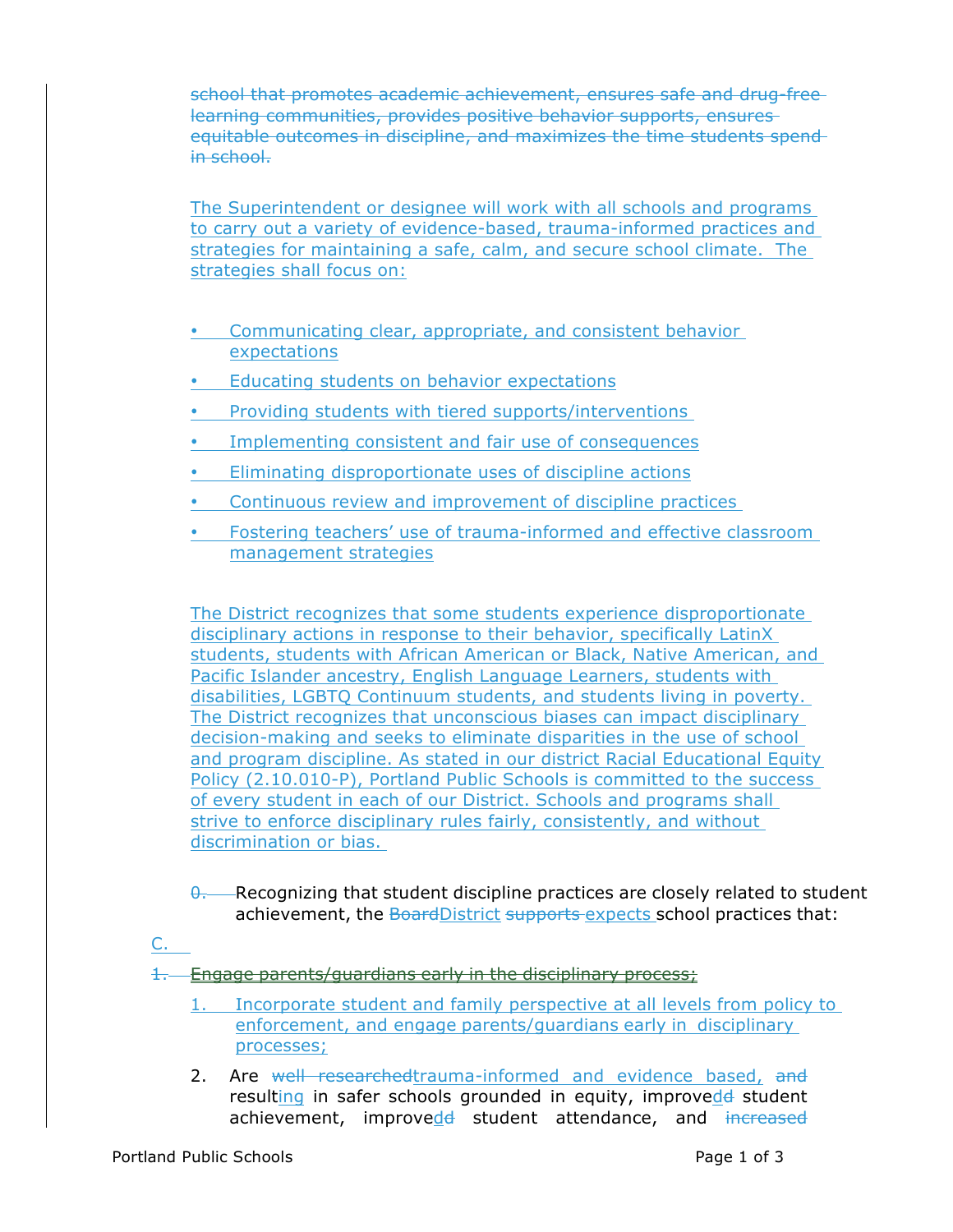school that promotes academic achievement, ensures safe and drug-free learning communities, provides positive behavior supports, ensures equitable outcomes in discipline, and maximizes the time students spend in school.

The Superintendent or designee will work with all schools and programs to carry out a variety of evidence-based, trauma-informed practices and strategies for maintaining a safe, calm, and secure school climate. The strategies shall focus on:

- Communicating clear, appropriate, and consistent behavior expectations
- Educating students on behavior expectations
- Providing students with tiered supports/interventions
- Implementing consistent and fair use of consequences
- Eliminating disproportionate uses of discipline actions
- Continuous review and improvement of discipline practices
- Fostering teachers' use of trauma-informed and effective classroom management strategies

The District recognizes that some students experience disproportionate disciplinary actions in response to their behavior, specifically LatinX students, students with African American or Black, Native American, and Pacific Islander ancestry, English Language Learners, students with disabilities, LGBTQ Continuum students, and students living in poverty. The District recognizes that unconscious biases can impact disciplinary decision-making and seeks to eliminate disparities in the use of school and program discipline. As stated in our district Racial Educational Equity Policy (2.10.010-P), Portland Public Schools is committed to the success of every student in each of our District. Schools and programs shall strive to enforce disciplinary rules fairly, consistently, and without discrimination or bias.

0. Recognizing that student discipline practices are closely related to student achievement, the BoardDistrict supports expects school practices that:

C.

1. Engage parents/guardians early in the disciplinary process;

1. Incorporate student and family perspective at all levels from policy to enforcement, and engage parents/guardians early in disciplinary processes;
2. Are well researchedtrauma-informed and evidence based, and resulting in safer schools grounded in equity, improvedd student achievement, improvedd student attendance, and increased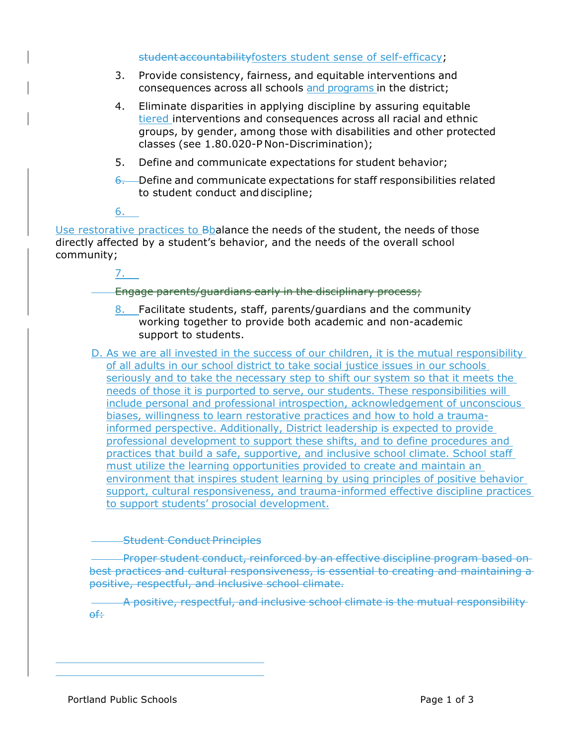~~student accountability~~fosters student sense of self-efficacy;

3. Provide consistency, fairness, and equitable interventions and consequences across all schools and programs in the district;

4. Eliminate disparities in applying discipline by assuring equitable tiered interventions and consequences across all racial and ethnic groups, by gender, among those with disabilities and other protected classes (see 1.80.020-P Non-Discrimination);

5. Define and communicate expectations for student behavior;

~~6.~~ Define and communicate expectations for staff responsibilities related to student conduct and discipline;

6. Use restorative practices to ~~B~~balance the needs of the student, the needs of those directly affected by a student's behavior, and the needs of the overall school community;

7. ~~Engage parents/guardians early in the disciplinary process;~~

8. Facilitate students, staff, parents/guardians and the community working together to provide both academic and non-academic support to students.

D. As we are all invested in the success of our children, it is the mutual responsibility of all adults in our school district to take social justice issues in our schools seriously and to take the necessary step to shift our system so that it meets the needs of those it is purported to serve, our students. These responsibilities will include personal and professional introspection, acknowledgement of unconscious biases, willingness to learn restorative practices and how to hold a trauma-informed perspective. Additionally, District leadership is expected to provide professional development to support these shifts, and to define procedures and practices that build a safe, supportive, and inclusive school climate. School staff must utilize the learning opportunities provided to create and maintain an environment that inspires student learning by using principles of positive behavior support, cultural responsiveness, and trauma-informed effective discipline practices to support students' prosocial development.

~~Student Conduct Principles~~

~~Proper student conduct, reinforced by an effective discipline program based on best practices and cultural responsiveness, is essential to creating and maintaining a positive, respectful, and inclusive school climate.~~

~~A positive, respectful, and inclusive school climate is the mutual responsibility of:~~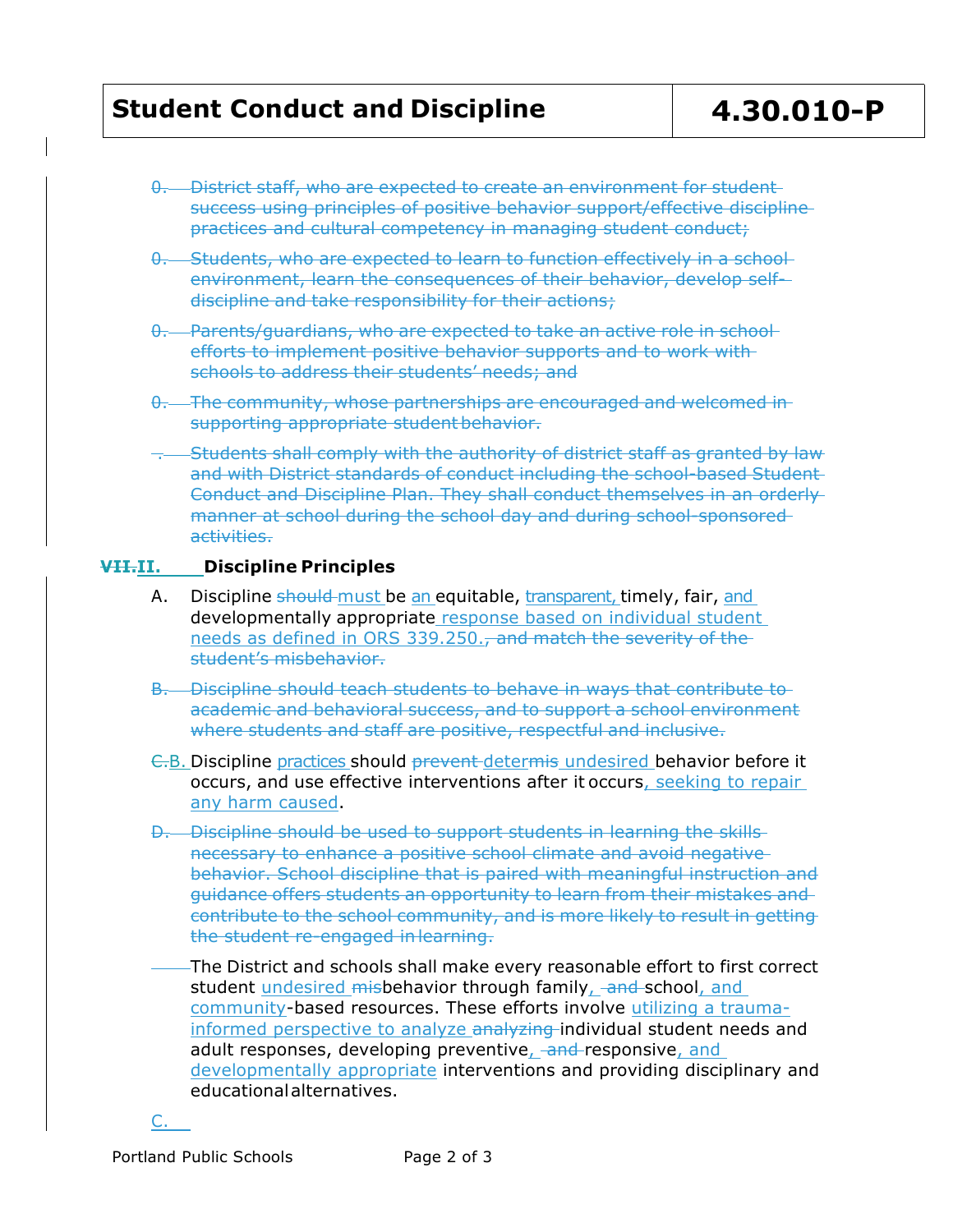~~0. District staff, who are expected to create an environment for student success using principles of positive behavior support/effective discipline practices and cultural competency in managing student conduct;~~

~~0. Students, who are expected to learn to function effectively in a school environment, learn the consequences of their behavior, develop self-discipline and take responsibility for their actions;~~

~~0. Parents/guardians, who are expected to take an active role in school efforts to implement positive behavior supports and to work with schools to address their students' needs; and~~

~~0. The community, whose partnerships are encouraged and welcomed in supporting appropriate student behavior.~~

~~. Students shall comply with the authority of district staff as granted by law and with District standards of conduct including the school-based Student Conduct and Discipline Plan. They shall conduct themselves in an orderly manner at school during the school day and during school-sponsored activities.~~

## ~~VII.~~II. Discipline Principles

A. Discipline ~~should~~ must be an equitable, transparent, timely, fair, and developmentally appropriate response based on individual student needs as defined in ORS 339.250.~~, and match the severity of the student's misbehavior.~~

~~B. Discipline should teach students to behave in ways that contribute to academic and behavioral success, and to support a school environment where students and staff are positive, respectful and inclusive.~~

~~C.~~B. Discipline practices should ~~prevent~~ deter~~mis~~ undesired behavior before it occurs, and use effective interventions after it occurs, seeking to repair any harm caused.

~~D. Discipline should be used to support students in learning the skills necessary to enhance a positive school climate and avoid negative behavior. School discipline that is paired with meaningful instruction and guidance offers students an opportunity to learn from their mistakes and contribute to the school community, and is more likely to result in getting the student re-engaged in learning.~~

The District and schools shall make every reasonable effort to first correct student undesired ~~mis~~behavior through family, ~~and~~ school, and community-based resources. These efforts involve utilizing a trauma-informed perspective to analyze ~~analyzing~~ individual student needs and adult responses, developing preventive, ~~and~~ responsive, and developmentally appropriate interventions and providing disciplinary and educational alternatives.

C.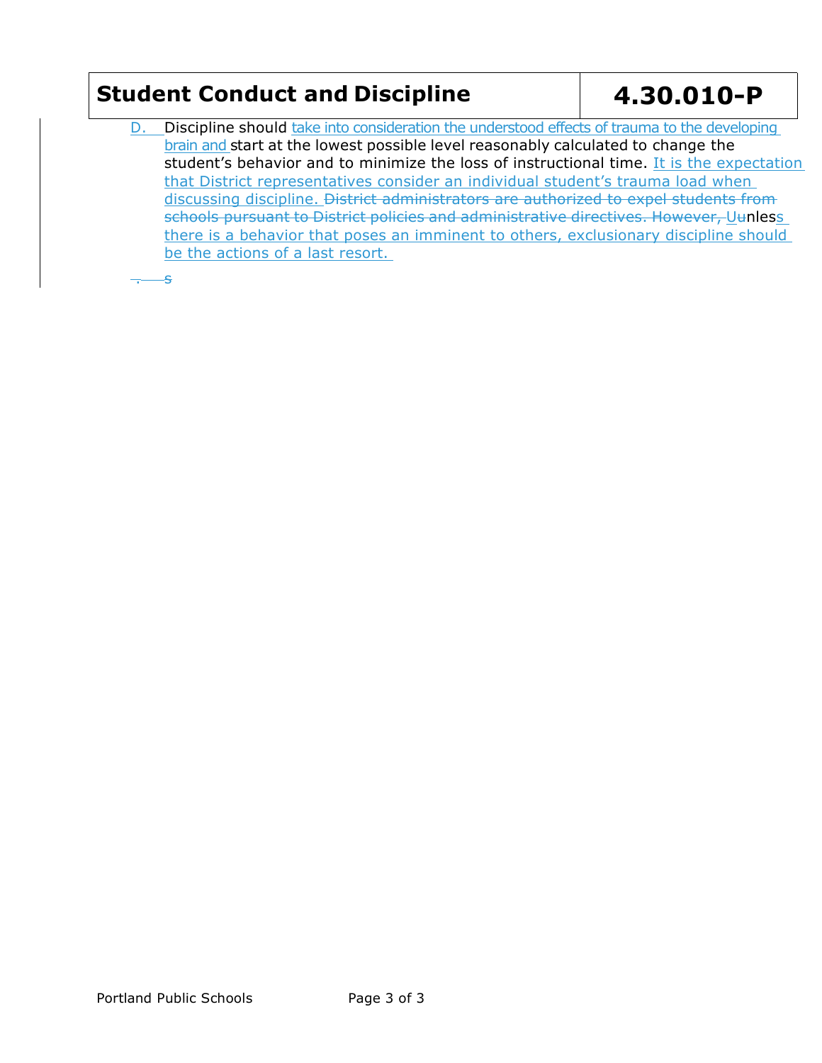D. Discipline should take into consideration the understood effects of trauma to the developing brain and start at the lowest possible level reasonably calculated to change the student's behavior and to minimize the loss of instructional time. It is the expectation that District representatives consider an individual student's trauma load when discussing discipline. ~~District administrators are authorized to expel students from schools pursuant to District policies and administrative directives. However,~~ Unless there is a behavior that poses an imminent to others, exclusionary discipline should be the actions of a last resort.

~~.~~ ~~s~~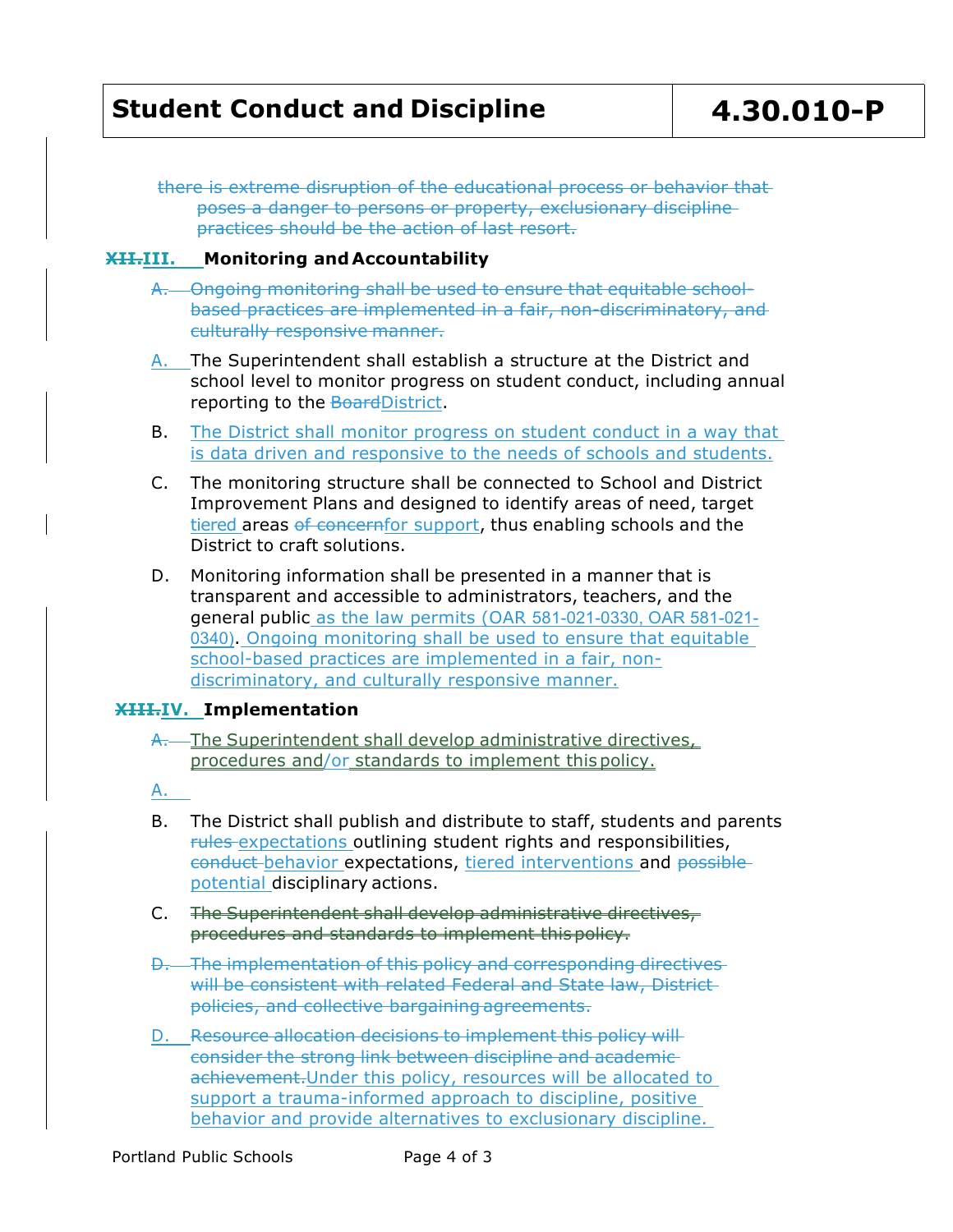there is extreme disruption of the educational process or behavior that poses a danger to persons or property, exclusionary discipline practices should be the action of last resort.

## ~~XII.~~III. Monitoring and Accountability

~~A. Ongoing monitoring shall be used to ensure that equitable school-based practices are implemented in a fair, non-discriminatory, and culturally responsive manner.~~

A. The Superintendent shall establish a structure at the District and school level to monitor progress on student conduct, including annual reporting to the ~~Board~~District.

B. The District shall monitor progress on student conduct in a way that is data driven and responsive to the needs of schools and students.

C. The monitoring structure shall be connected to School and District Improvement Plans and designed to identify areas of need, target tiered areas ~~of concern~~for support, thus enabling schools and the District to craft solutions.

D. Monitoring information shall be presented in a manner that is transparent and accessible to administrators, teachers, and the general public as the law permits (OAR 581-021-0330, OAR 581-021-0340). Ongoing monitoring shall be used to ensure that equitable school-based practices are implemented in a fair, non-discriminatory, and culturally responsive manner.

## ~~XIII.~~IV. Implementation

~~A.~~ The Superintendent shall develop administrative directives, procedures and/or standards to implement this policy.

A.

B. The District shall publish and distribute to staff, students and parents ~~rules~~ expectations outlining student rights and responsibilities, ~~conduct~~ behavior expectations, tiered interventions and ~~possible~~ potential disciplinary actions.

C. ~~The Superintendent shall develop administrative directives, procedures and standards to implement this policy.~~

~~D. The implementation of this policy and corresponding directives will be consistent with related Federal and State law, District policies, and collective bargaining agreements.~~

D. ~~Resource allocation decisions to implement this policy will consider the strong link between discipline and academic achievement.~~Under this policy, resources will be allocated to support a trauma-informed approach to discipline, positive behavior and provide alternatives to exclusionary discipline.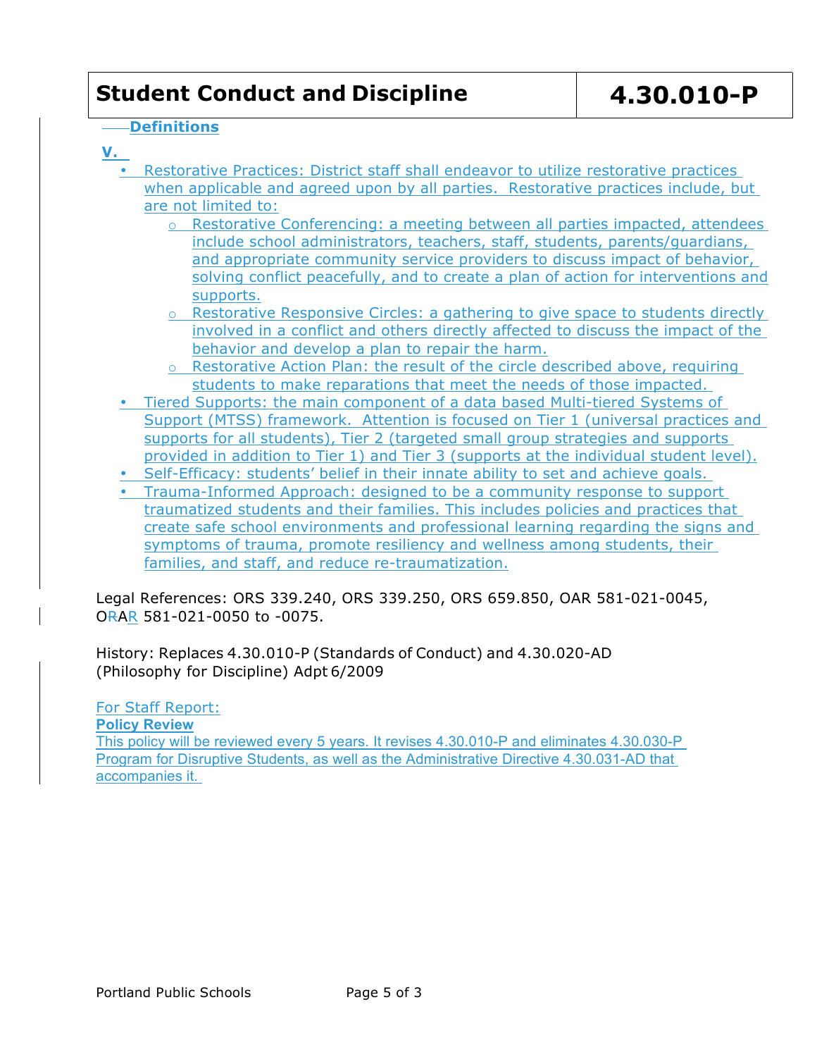## Student Conduct and Discipline — 4.30.010-P

**Definitions**

**V.**

- Restorative Practices: District staff shall endeavor to utilize restorative practices when applicable and agreed upon by all parties. Restorative practices include, but are not limited to:
  - Restorative Conferencing: a meeting between all parties impacted, attendees include school administrators, teachers, staff, students, parents/guardians, and appropriate community service providers to discuss impact of behavior, solving conflict peacefully, and to create a plan of action for interventions and supports.
  - Restorative Responsive Circles: a gathering to give space to students directly involved in a conflict and others directly affected to discuss the impact of the behavior and develop a plan to repair the harm.
  - Restorative Action Plan: the result of the circle described above, requiring students to make reparations that meet the needs of those impacted.
- Tiered Supports: the main component of a data based Multi-tiered Systems of Support (MTSS) framework. Attention is focused on Tier 1 (universal practices and supports for all students), Tier 2 (targeted small group strategies and supports provided in addition to Tier 1) and Tier 3 (supports at the individual student level).
- Self-Efficacy: students' belief in their innate ability to set and achieve goals.
- Trauma-Informed Approach: designed to be a community response to support traumatized students and their families. This includes policies and practices that create safe school environments and professional learning regarding the signs and symptoms of trauma, promote resiliency and wellness among students, their families, and staff, and reduce re-traumatization.

Legal References: ORS 339.240, ORS 339.250, ORS 659.850, OAR 581-021-0045, OAR 581-021-0050 to -0075.

History: Replaces 4.30.010-P (Standards of Conduct) and 4.30.020-AD (Philosophy for Discipline) Adpt 6/2009

For Staff Report:

**Policy Review**

This policy will be reviewed every 5 years. It revises 4.30.010-P and eliminates 4.30.030-P Program for Disruptive Students, as well as the Administrative Directive 4.30.031-AD that accompanies it.